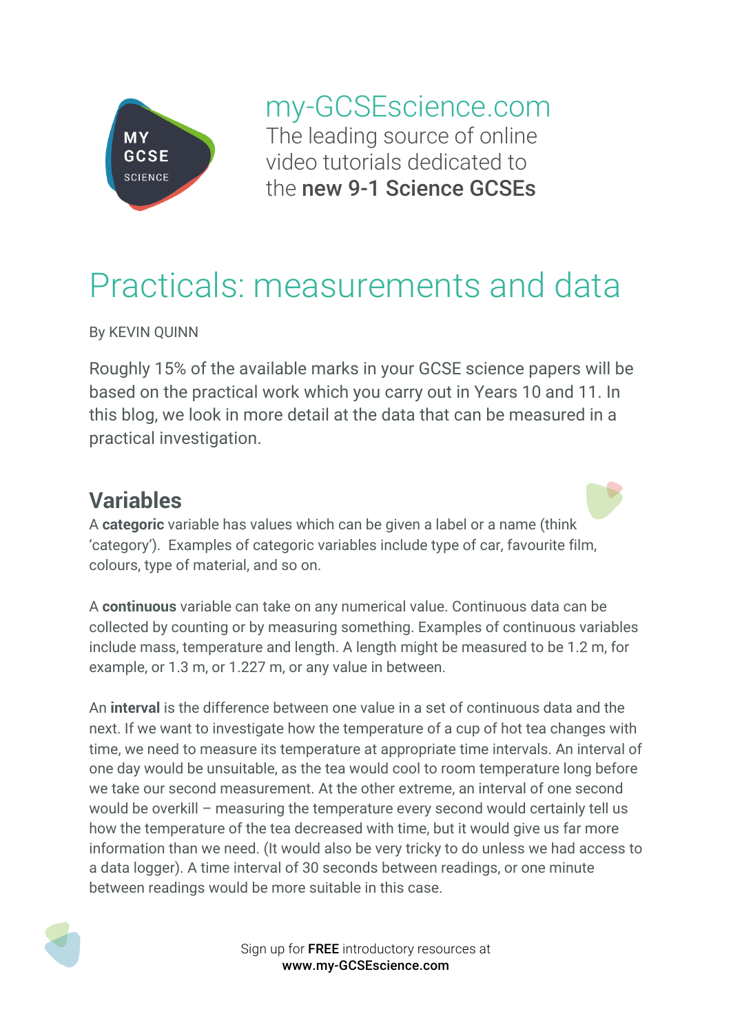my-GCSEscience.com

The leading source of online video tutorials dedicated to the **new 9-1 Science GCSEs**

# Practicals: measurements and data

By KEVIN QUINN

Roughly 15% of the available marks in your GCSE science papers will be based on the practical work which you carry out in Years 10 and 11. In this blog, we look in more detail at the data that can be measured in a practical investigation.

## Variables

A **categoric** variable has values which can be given a label or a name (think 'category'). Examples of categoric variables include type of car, favourite film, colours, type of material, and so on.

A **continuous** variable can take on any numerical value. Continuous data can be collected by counting or by measuring something. Examples of continuous variables include mass, temperature and length. A length might be measured to be 1.2 m, for example, or 1.3 m, or 1.227 m, or any value in between.

An **interval** is the difference between one value in a set of continuous data and the next. If we want to investigate how the temperature of a cup of hot tea changes with time, we need to measure its temperature at appropriate time intervals. An interval of one day would be unsuitable, as the tea would cool to room temperature long before we take our second measurement. At the other extreme, an interval of one second would be overkill – measuring the temperature every second would certainly tell us how the temperature of the tea decreased with time, but it would give us far more information than we need. (It would also be very tricky to do unless we had access to a data logger). A time interval of 30 seconds between readings, or one minute between readings would be more suitable in this case.

Sign up for **FREE** introductory resources at **www.my-GCSEscience.com**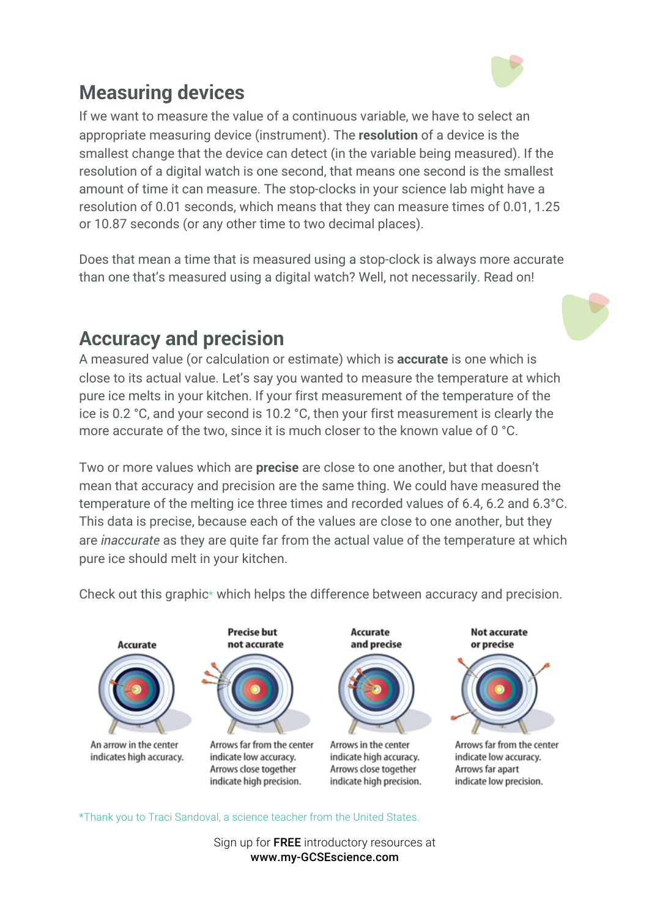## Measuring devices

If we want to measure the value of a continuous variable, we have to select an appropriate measuring device (instrument). The **resolution** of a device is the smallest change that the device can detect (in the variable being measured). If the resolution of a digital watch is one second, that means one second is the smallest amount of time it can measure. The stop-clocks in your science lab might have a resolution of 0.01 seconds, which means that they can measure times of 0.01, 1.25 or 10.87 seconds (or any other time to two decimal places).

Does that mean a time that is measured using a stop-clock is always more accurate than one that's measured using a digital watch? Well, not necessarily. Read on!

## Accuracy and precision

A measured value (or calculation or estimate) which is **accurate** is one which is close to its actual value. Let's say you wanted to measure the temperature at which pure ice melts in your kitchen. If your first measurement of the temperature of the ice is 0.2 °C, and your second is 10.2 °C, then your first measurement is clearly the more accurate of the two, since it is much closer to the known value of 0 °C.

Two or more values which are **precise** are close to one another, but that doesn't mean that accuracy and precision are the same thing. We could have measured the temperature of the melting ice three times and recorded values of 6.4, 6.2 and 6.3°C. This data is precise, because each of the values are close to one another, but they are *inaccurate* as they are quite far from the actual value of the temperature at which pure ice should melt in your kitchen.

Check out this graphic* which helps the difference between accuracy and precision.

| Accurate | Precise but not accurate | Accurate and precise | Not accurate or precise |
|---|---|---|---|
| An arrow in the center indicates high accuracy. | Arrows far from the center indicate low accuracy. Arrows close together indicate high precision. | Arrows in the center indicate high accuracy. Arrows close together indicate high precision. | Arrows far from the center indicate low accuracy. Arrows far apart indicate low precision. |

*Thank you to Traci Sandoval, a science teacher from the United States.

Sign up for **FREE** introductory resources at **www.my-GCSEscience.com**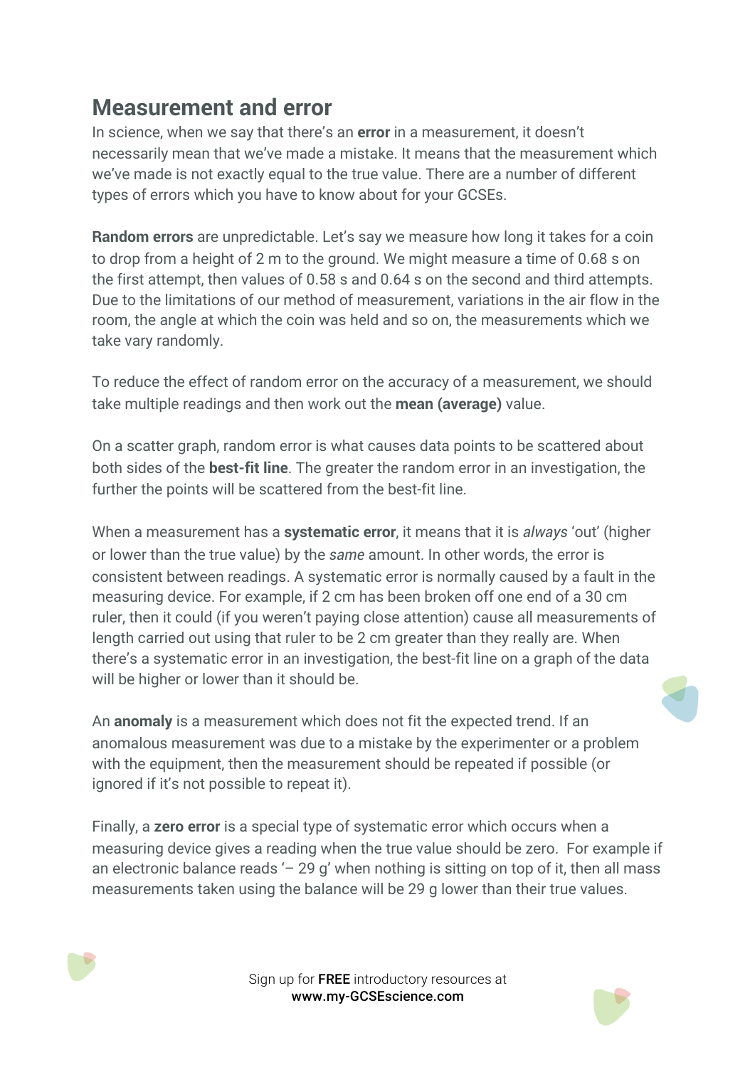## Measurement and error

In science, when we say that there's an **error** in a measurement, it doesn't necessarily mean that we've made a mistake. It means that the measurement which we've made is not exactly equal to the true value. There are a number of different types of errors which you have to know about for your GCSEs.

**Random errors** are unpredictable. Let's say we measure how long it takes for a coin to drop from a height of 2 m to the ground. We might measure a time of 0.68 s on the first attempt, then values of 0.58 s and 0.64 s on the second and third attempts. Due to the limitations of our method of measurement, variations in the air flow in the room, the angle at which the coin was held and so on, the measurements which we take vary randomly.

To reduce the effect of random error on the accuracy of a measurement, we should take multiple readings and then work out the **mean (average)** value.

On a scatter graph, random error is what causes data points to be scattered about both sides of the **best-fit line**. The greater the random error in an investigation, the further the points will be scattered from the best-fit line.

When a measurement has a **systematic error**, it means that it is *always* 'out' (higher or lower than the true value) by the *same* amount. In other words, the error is consistent between readings. A systematic error is normally caused by a fault in the measuring device. For example, if 2 cm has been broken off one end of a 30 cm ruler, then it could (if you weren't paying close attention) cause all measurements of length carried out using that ruler to be 2 cm greater than they really are. When there's a systematic error in an investigation, the best-fit line on a graph of the data will be higher or lower than it should be.

An **anomaly** is a measurement which does not fit the expected trend. If an anomalous measurement was due to a mistake by the experimenter or a problem with the equipment, then the measurement should be repeated if possible (or ignored if it's not possible to repeat it).

Finally, a **zero error** is a special type of systematic error which occurs when a measuring device gives a reading when the true value should be zero. For example if an electronic balance reads '– 29 g' when nothing is sitting on top of it, then all mass measurements taken using the balance will be 29 g lower than their true values.

Sign up for **FREE** introductory resources at
**www.my-GCSEscience.com**